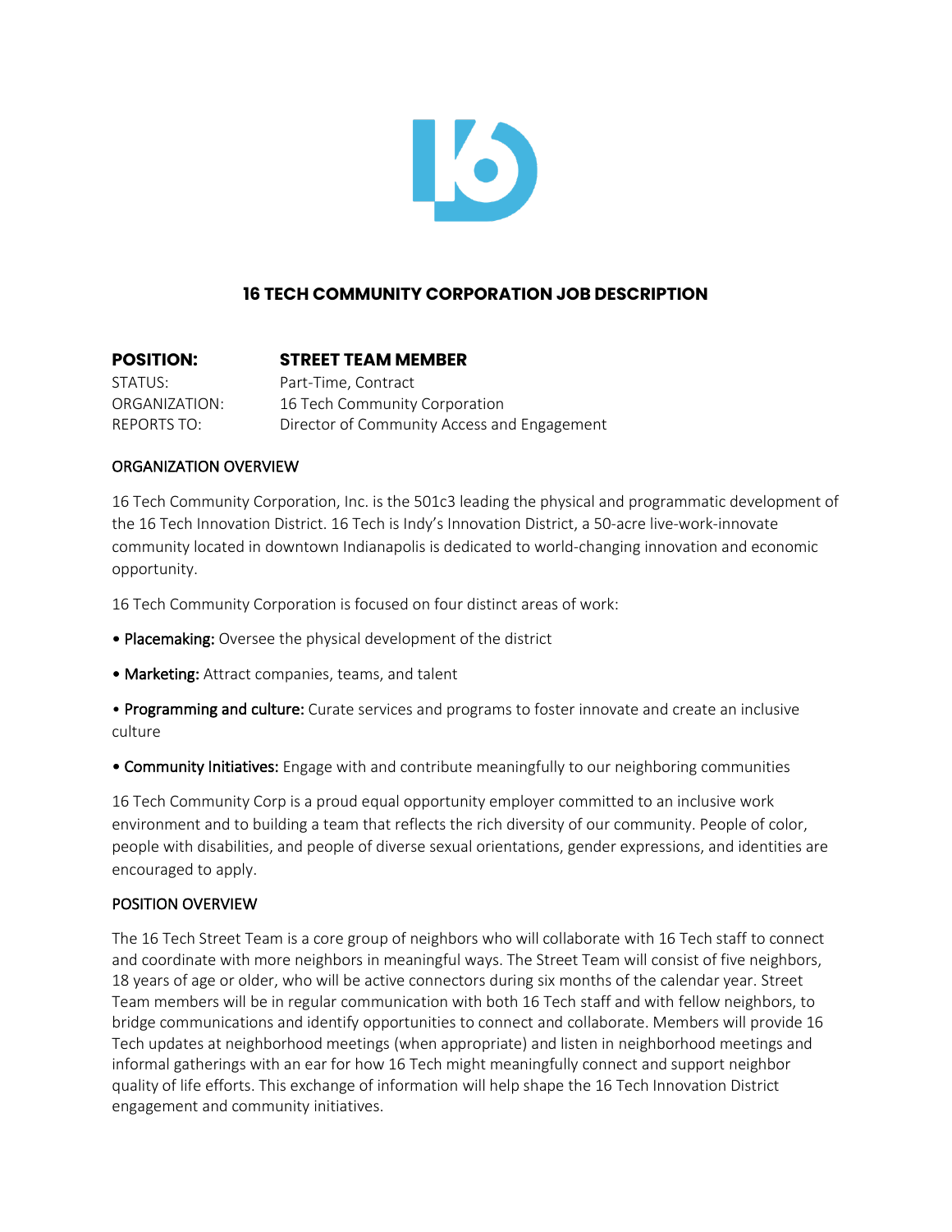# 16 TECH COMMUNITY CORPORATION JOB DESCRIPTION

**POSITION:** **STREET TEAM MEMBER**

STATUS: Part-Time, Contract

ORGANIZATION: 16 Tech Community Corporation

REPORTS TO: Director of Community Access and Engagement

## ORGANIZATION OVERVIEW

16 Tech Community Corporation, Inc. is the 501c3 leading the physical and programmatic development of the 16 Tech Innovation District. 16 Tech is Indy's Innovation District, a 50-acre live-work-innovate community located in downtown Indianapolis is dedicated to world-changing innovation and economic opportunity.

16 Tech Community Corporation is focused on four distinct areas of work:

- **Placemaking:** Oversee the physical development of the district
- **Marketing:** Attract companies, teams, and talent
- **Programming and culture:** Curate services and programs to foster innovate and create an inclusive culture
- **Community Initiatives:** Engage with and contribute meaningfully to our neighboring communities

16 Tech Community Corp is a proud equal opportunity employer committed to an inclusive work environment and to building a team that reflects the rich diversity of our community. People of color, people with disabilities, and people of diverse sexual orientations, gender expressions, and identities are encouraged to apply.

## POSITION OVERVIEW

The 16 Tech Street Team is a core group of neighbors who will collaborate with 16 Tech staff to connect and coordinate with more neighbors in meaningful ways. The Street Team will consist of five neighbors, 18 years of age or older, who will be active connectors during six months of the calendar year. Street Team members will be in regular communication with both 16 Tech staff and with fellow neighbors, to bridge communications and identify opportunities to connect and collaborate. Members will provide 16 Tech updates at neighborhood meetings (when appropriate) and listen in neighborhood meetings and informal gatherings with an ear for how 16 Tech might meaningfully connect and support neighbor quality of life efforts. This exchange of information will help shape the 16 Tech Innovation District engagement and community initiatives.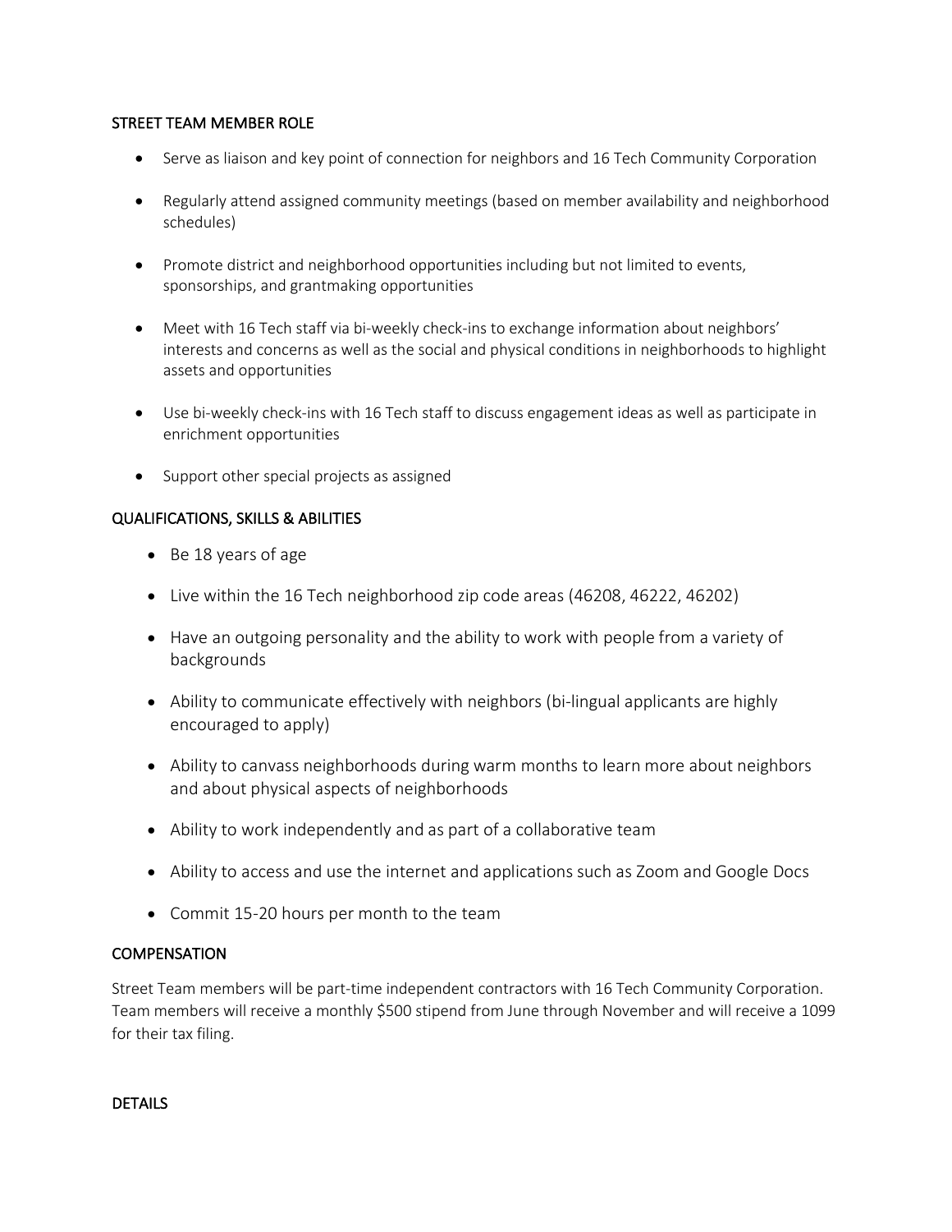## STREET TEAM MEMBER ROLE

- Serve as liaison and key point of connection for neighbors and 16 Tech Community Corporation
- Regularly attend assigned community meetings (based on member availability and neighborhood schedules)
- Promote district and neighborhood opportunities including but not limited to events, sponsorships, and grantmaking opportunities
- Meet with 16 Tech staff via bi-weekly check-ins to exchange information about neighbors' interests and concerns as well as the social and physical conditions in neighborhoods to highlight assets and opportunities
- Use bi-weekly check-ins with 16 Tech staff to discuss engagement ideas as well as participate in enrichment opportunities
- Support other special projects as assigned

## QUALIFICATIONS, SKILLS & ABILITIES

- Be 18 years of age
- Live within the 16 Tech neighborhood zip code areas (46208, 46222, 46202)
- Have an outgoing personality and the ability to work with people from a variety of backgrounds
- Ability to communicate effectively with neighbors (bi-lingual applicants are highly encouraged to apply)
- Ability to canvass neighborhoods during warm months to learn more about neighbors and about physical aspects of neighborhoods
- Ability to work independently and as part of a collaborative team
- Ability to access and use the internet and applications such as Zoom and Google Docs
- Commit 15-20 hours per month to the team

## COMPENSATION

Street Team members will be part-time independent contractors with 16 Tech Community Corporation. Team members will receive a monthly $500 stipend from June through November and will receive a 1099 for their tax filing.

## DETAILS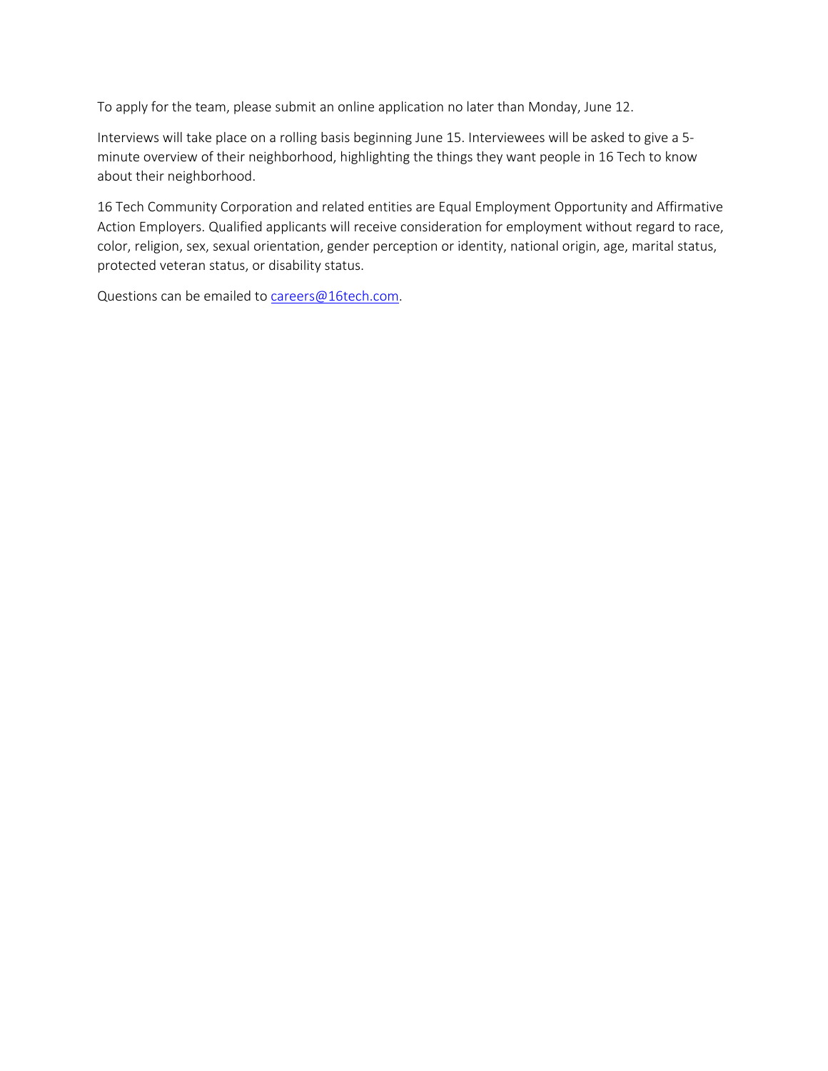To apply for the team, please submit an online application no later than Monday, June 12.

Interviews will take place on a rolling basis beginning June 15. Interviewees will be asked to give a 5-minute overview of their neighborhood, highlighting the things they want people in 16 Tech to know about their neighborhood.

16 Tech Community Corporation and related entities are Equal Employment Opportunity and Affirmative Action Employers. Qualified applicants will receive consideration for employment without regard to race, color, religion, sex, sexual orientation, gender perception or identity, national origin, age, marital status, protected veteran status, or disability status.

Questions can be emailed to careers@16tech.com.